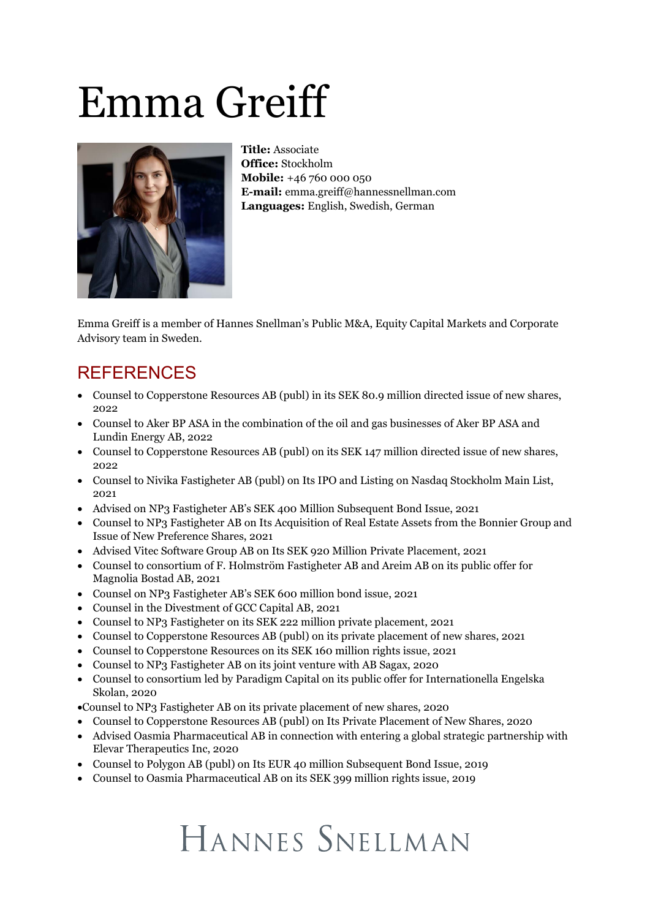# Emma Greiff

**Title:** Associate
**Office:** Stockholm
**Mobile:** +46 760 000 050
**E-mail:** emma.greiff@hannessnellman.com
**Languages:** English, Swedish, German

Emma Greiff is a member of Hannes Snellman's Public M&A, Equity Capital Markets and Corporate Advisory team in Sweden.

## REFERENCES

- Counsel to Copperstone Resources AB (publ) in its SEK 80.9 million directed issue of new shares, 2022
- Counsel to Aker BP ASA in the combination of the oil and gas businesses of Aker BP ASA and Lundin Energy AB, 2022
- Counsel to Copperstone Resources AB (publ) on its SEK 147 million directed issue of new shares, 2022
- Counsel to Nivika Fastigheter AB (publ) on Its IPO and Listing on Nasdaq Stockholm Main List, 2021
- Advised on NP3 Fastigheter AB's SEK 400 Million Subsequent Bond Issue, 2021
- Counsel to NP3 Fastigheter AB on Its Acquisition of Real Estate Assets from the Bonnier Group and Issue of New Preference Shares, 2021
- Advised Vitec Software Group AB on Its SEK 920 Million Private Placement, 2021
- Counsel to consortium of F. Holmström Fastigheter AB and Areim AB on its public offer for Magnolia Bostad AB, 2021
- Counsel on NP3 Fastigheter AB's SEK 600 million bond issue, 2021
- Counsel in the Divestment of GCC Capital AB, 2021
- Counsel to NP3 Fastigheter on its SEK 222 million private placement, 2021
- Counsel to Copperstone Resources AB (publ) on its private placement of new shares, 2021
- Counsel to Copperstone Resources on its SEK 160 million rights issue, 2021
- Counsel to NP3 Fastigheter AB on its joint venture with AB Sagax, 2020
- Counsel to consortium led by Paradigm Capital on its public offer for Internationella Engelska Skolan, 2020
- Counsel to NP3 Fastigheter AB on its private placement of new shares, 2020
- Counsel to Copperstone Resources AB (publ) on Its Private Placement of New Shares, 2020
- Advised Oasmia Pharmaceutical AB in connection with entering a global strategic partnership with Elevar Therapeutics Inc, 2020
- Counsel to Polygon AB (publ) on Its EUR 40 million Subsequent Bond Issue, 2019
- Counsel to Oasmia Pharmaceutical AB on its SEK 399 million rights issue, 2019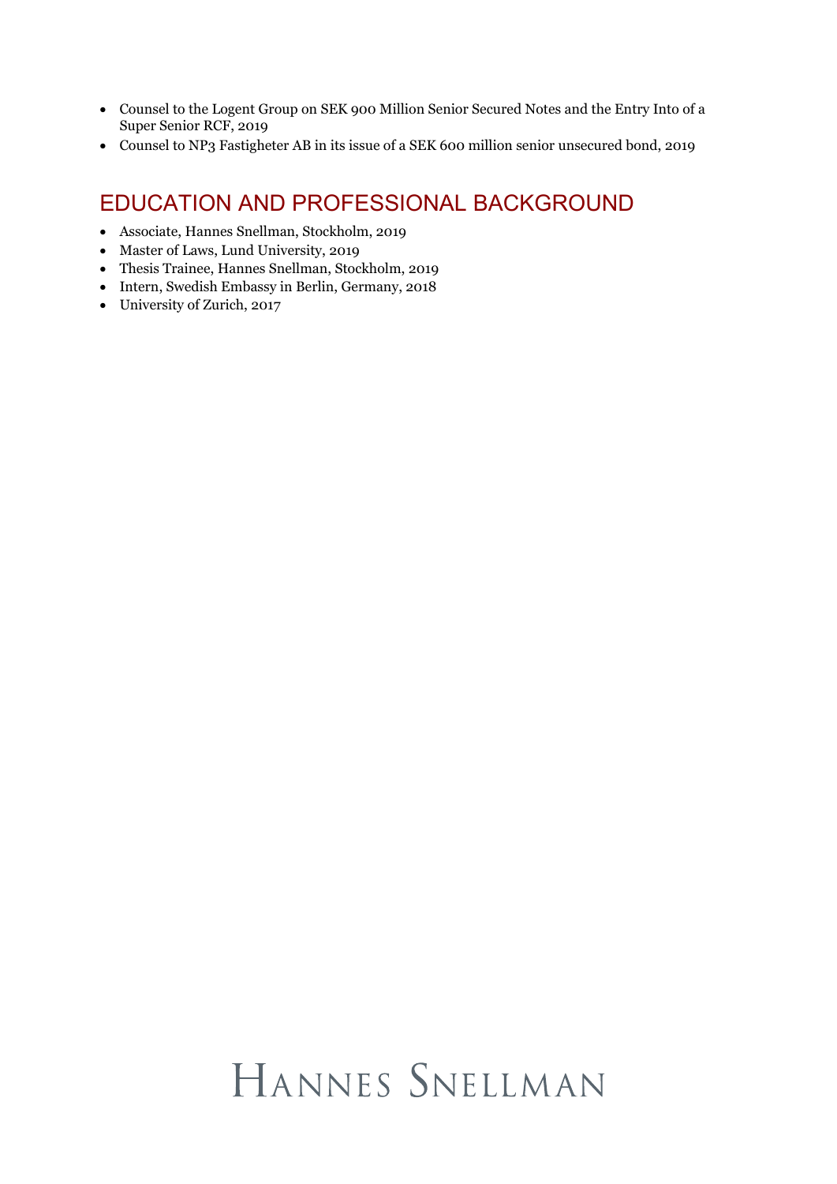- Counsel to the Logent Group on SEK 900 Million Senior Secured Notes and the Entry Into of a Super Senior RCF, 2019
- Counsel to NP3 Fastigheter AB in its issue of a SEK 600 million senior unsecured bond, 2019

## EDUCATION AND PROFESSIONAL BACKGROUND

- Associate, Hannes Snellman, Stockholm, 2019
- Master of Laws, Lund University, 2019
- Thesis Trainee, Hannes Snellman, Stockholm, 2019
- Intern, Swedish Embassy in Berlin, Germany, 2018
- University of Zurich, 2017